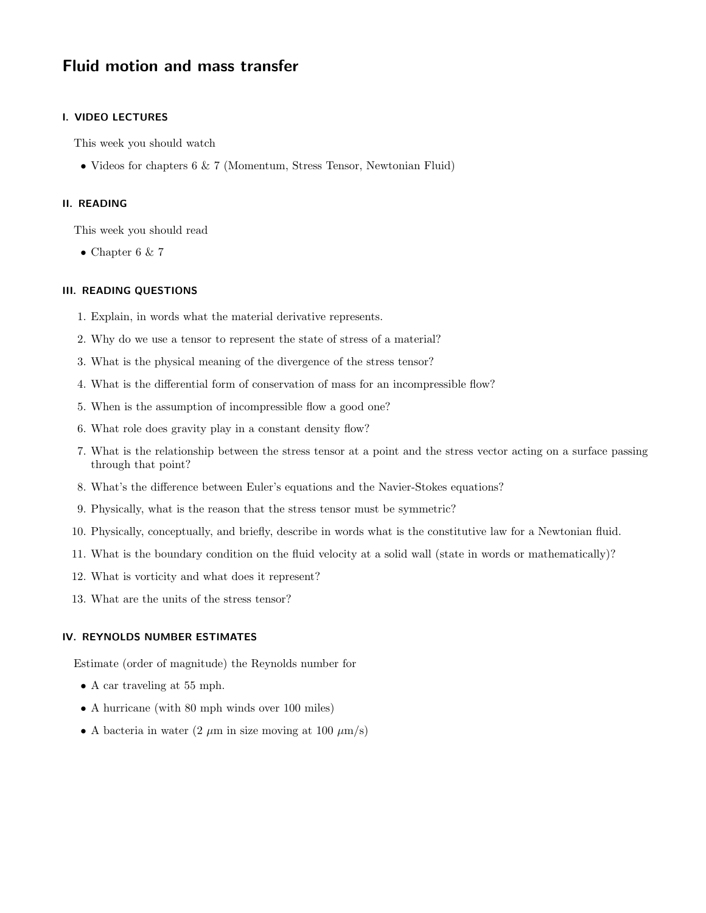# Fluid motion and mass transfer

## I. VIDEO LECTURES

This week you should watch

- Videos for chapters 6 & 7 (Momentum, Stress Tensor, Newtonian Fluid)

## II. READING

This week you should read

- Chapter 6 & 7

## III. READING QUESTIONS

1. Explain, in words what the material derivative represents.
2. Why do we use a tensor to represent the state of stress of a material?
3. What is the physical meaning of the divergence of the stress tensor?
4. What is the differential form of conservation of mass for an incompressible flow?
5. When is the assumption of incompressible flow a good one?
6. What role does gravity play in a constant density flow?
7. What is the relationship between the stress tensor at a point and the stress vector acting on a surface passing through that point?
8. What's the difference between Euler's equations and the Navier-Stokes equations?
9. Physically, what is the reason that the stress tensor must be symmetric?
10. Physically, conceptually, and briefly, describe in words what is the constitutive law for a Newtonian fluid.
11. What is the boundary condition on the fluid velocity at a solid wall (state in words or mathematically)?
12. What is vorticity and what does it represent?
13. What are the units of the stress tensor?

## IV. REYNOLDS NUMBER ESTIMATES

Estimate (order of magnitude) the Reynolds number for

- A car traveling at 55 mph.
- A hurricane (with 80 mph winds over 100 miles)
- A bacteria in water (2 $\mu$m in size moving at 100 $\mu$m/s)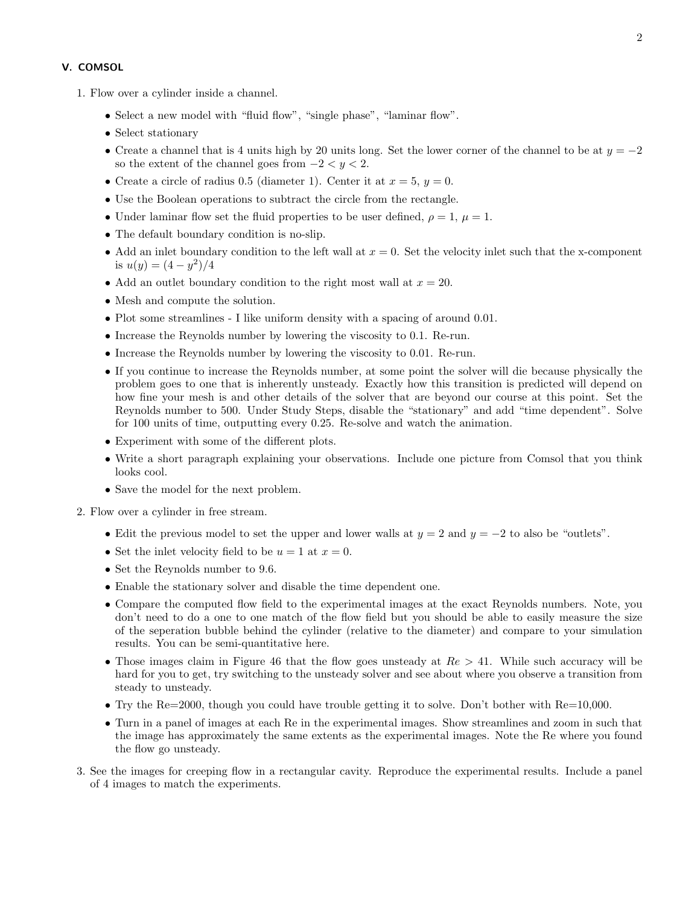## V. COMSOL

1. Flow over a cylinder inside a channel.
   - Select a new model with "fluid flow", "single phase", "laminar flow".
   - Select stationary
   - Create a channel that is 4 units high by 20 units long. Set the lower corner of the channel to be at $y = -2$ so the extent of the channel goes from $-2 < y < 2$.
   - Create a circle of radius 0.5 (diameter 1). Center it at $x = 5$, $y = 0$.
   - Use the Boolean operations to subtract the circle from the rectangle.
   - Under laminar flow set the fluid properties to be user defined, $\rho = 1$, $\mu = 1$.
   - The default boundary condition is no-slip.
   - Add an inlet boundary condition to the left wall at $x = 0$. Set the velocity inlet such that the x-component is $u(y) = (4 - y^2)/4$
   - Add an outlet boundary condition to the right most wall at $x = 20$.
   - Mesh and compute the solution.
   - Plot some streamlines - I like uniform density with a spacing of around 0.01.
   - Increase the Reynolds number by lowering the viscosity to 0.1. Re-run.
   - Increase the Reynolds number by lowering the viscosity to 0.01. Re-run.
   - If you continue to increase the Reynolds number, at some point the solver will die because physically the problem goes to one that is inherently unsteady. Exactly how this transition is predicted will depend on how fine your mesh is and other details of the solver that are beyond our course at this point. Set the Reynolds number to 500. Under Study Steps, disable the "stationary" and add "time dependent". Solve for 100 units of time, outputting every 0.25. Re-solve and watch the animation.
   - Experiment with some of the different plots.
   - Write a short paragraph explaining your observations. Include one picture from Comsol that you think looks cool.
   - Save the model for the next problem.

2. Flow over a cylinder in free stream.
   - Edit the previous model to set the upper and lower walls at $y = 2$ and $y = -2$ to also be "outlets".
   - Set the inlet velocity field to be $u = 1$ at $x = 0$.
   - Set the Reynolds number to 9.6.
   - Enable the stationary solver and disable the time dependent one.
   - Compare the computed flow field to the experimental images at the exact Reynolds numbers. Note, you don't need to do a one to one match of the flow field but you should be able to easily measure the size of the seperation bubble behind the cylinder (relative to the diameter) and compare to your simulation results. You can be semi-quantitative here.
   - Those images claim in Figure 46 that the flow goes unsteady at $Re > 41$. While such accuracy will be hard for you to get, try switching to the unsteady solver and see about where you observe a transition from steady to unsteady.
   - Try the Re=2000, though you could have trouble getting it to solve. Don't bother with Re=10,000.
   - Turn in a panel of images at each Re in the experimental images. Show streamlines and zoom in such that the image has approximately the same extents as the experimental images. Note the Re where you found the flow go unsteady.

3. See the images for creeping flow in a rectangular cavity. Reproduce the experimental results. Include a panel of 4 images to match the experiments.